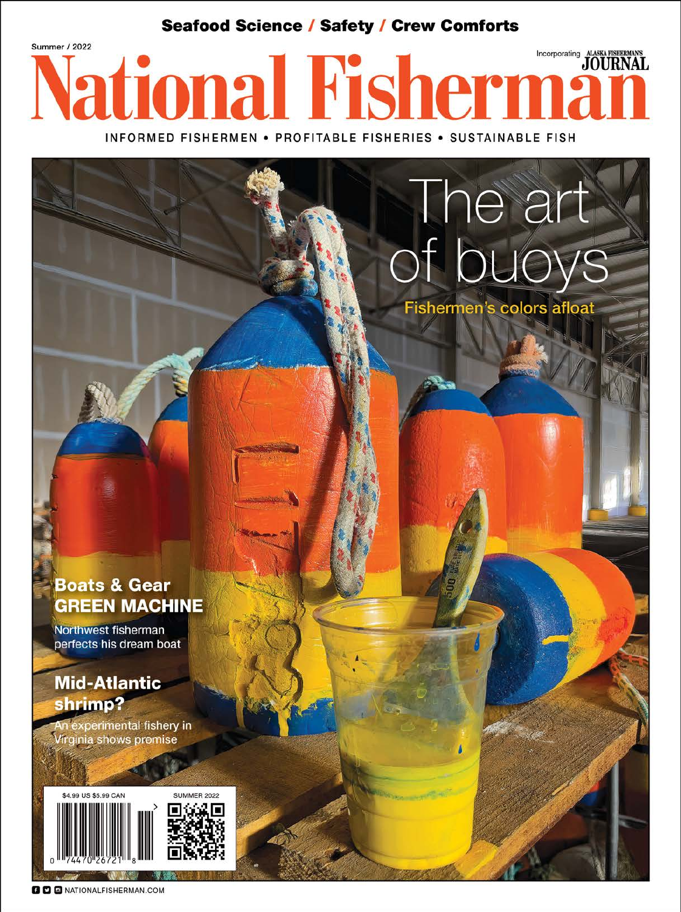**Seafood Science / Safety / Crew Comforts**

Summer / 2022

Incorporating ALASKA FISHERMAN'S JOURNAL

# National Fisherman

INFORMED FISHERMEN • PROFITABLE FISHERIES • SUSTAINABLE FISH

## The art of buoys

**Fishermen's colors afloat**

### Boats & Gear GREEN MACHINE

Northwest fisherman perfects his dream boat

### Mid-Atlantic shrimp?

An experimental fishery in Virginia shows promise

$4.99 US $5.99 CAN

SUMMER 2022

0 74470 26721 8

NATIONALFISHERMAN.COM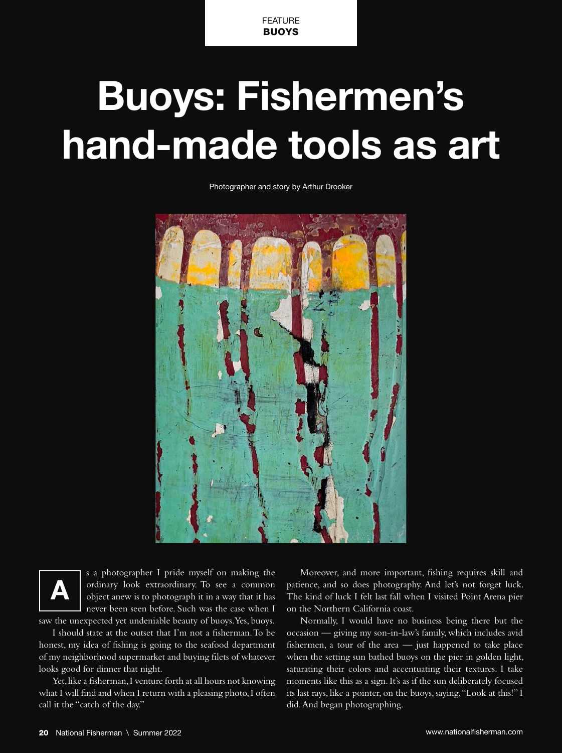FEATURE
**BUOYS**

# Buoys: Fishermen's hand-made tools as art

Photographer and story by Arthur Drooker

As a photographer I pride myself on making the ordinary look extraordinary. To see a common object anew is to photograph it in a way that it has never been seen before. Such was the case when I saw the unexpected yet undeniable beauty of buoys. Yes, buoys.

I should state at the outset that I'm not a fisherman. To be honest, my idea of fishing is going to the seafood department of my neighborhood supermarket and buying filets of whatever looks good for dinner that night.

Yet, like a fisherman, I venture forth at all hours not knowing what I will find and when I return with a pleasing photo, I often call it the "catch of the day."

Moreover, and more important, fishing requires skill and patience, and so does photography. And let's not forget luck. The kind of luck I felt last fall when I visited Point Arena pier on the Northern California coast.

Normally, I would have no business being there but the occasion — giving my son-in-law's family, which includes avid fishermen, a tour of the area — just happened to take place when the setting sun bathed buoys on the pier in golden light, saturating their colors and accentuating their textures. I take moments like this as a sign. It's as if the sun deliberately focused its last rays, like a pointer, on the buoys, saying, "Look at this!" I did. And began photographing.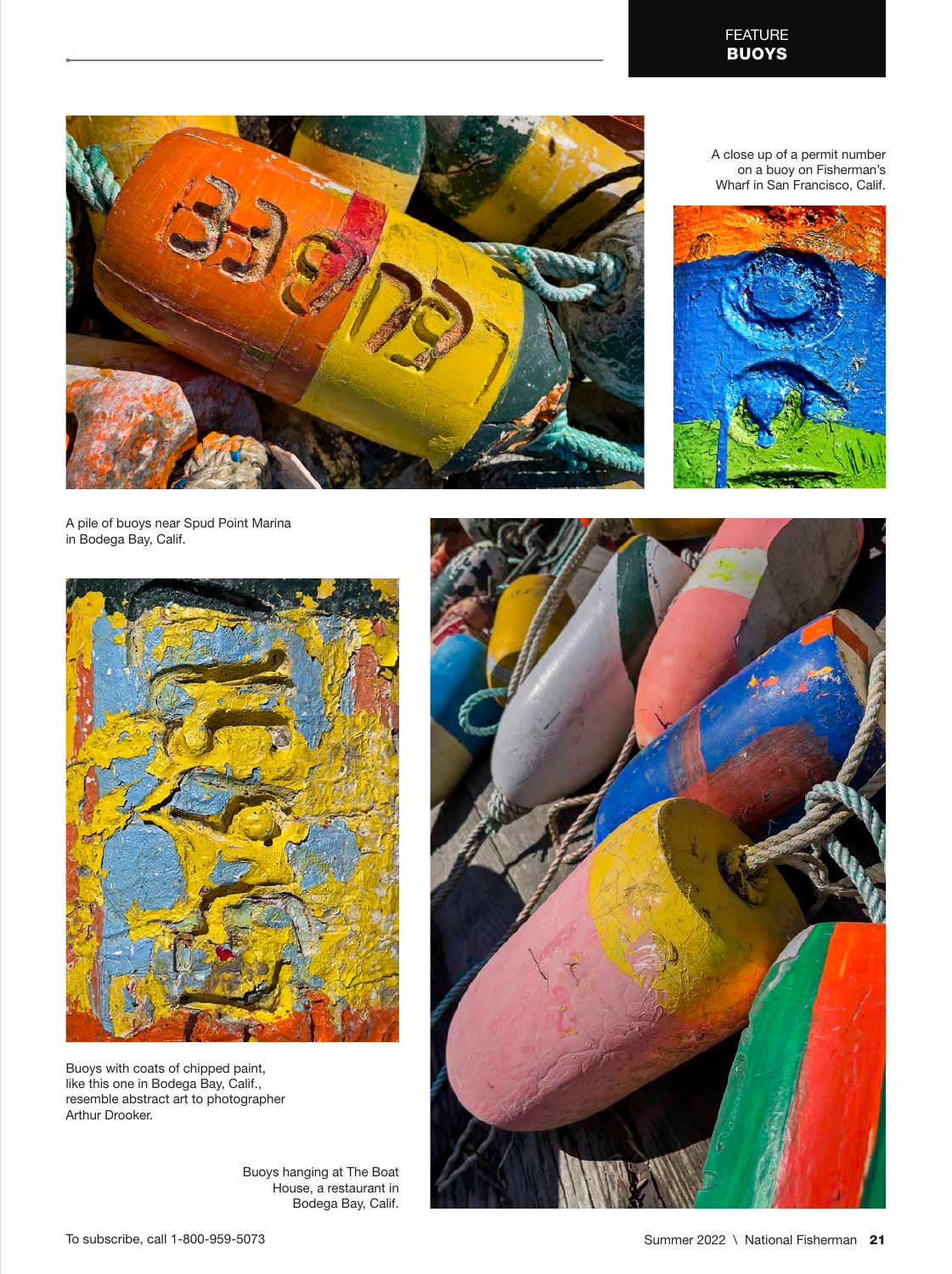A close up of a permit number on a buoy on Fisherman's Wharf in San Francisco, Calif.

A pile of buoys near Spud Point Marina in Bodega Bay, Calif.

Buoys with coats of chipped paint, like this one in Bodega Bay, Calif., resemble abstract art to photographer Arthur Drooker.

Buoys hanging at The Boat House, a restaurant in Bodega Bay, Calif.

To subscribe, call 1-800-959-5073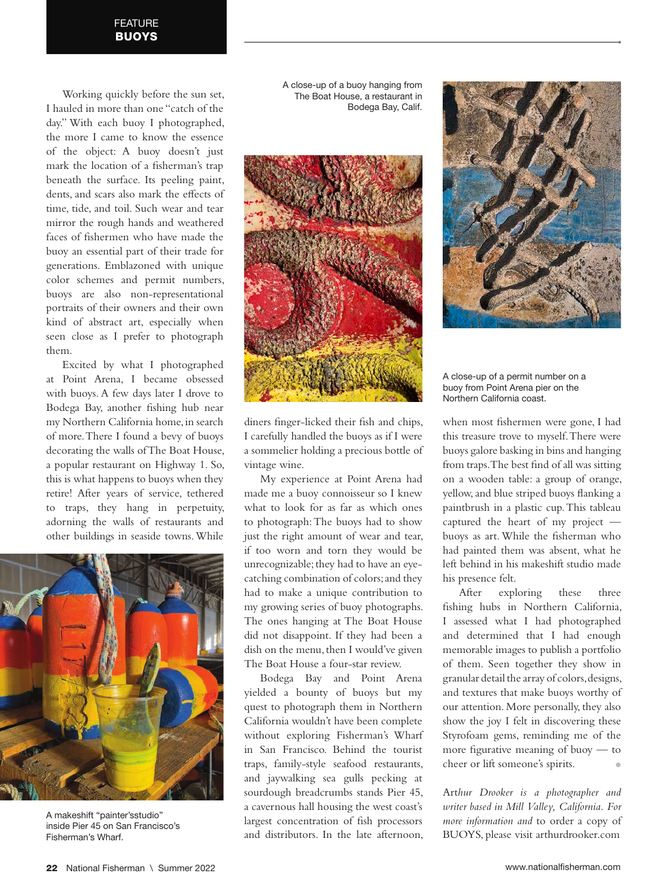Working quickly before the sun set, I hauled in more than one "catch of the day." With each buoy I photographed, the more I came to know the essence of the object: A buoy doesn't just mark the location of a fisherman's trap beneath the surface. Its peeling paint, dents, and scars also mark the effects of time, tide, and toil. Such wear and tear mirror the rough hands and weathered faces of fishermen who have made the buoy an essential part of their trade for generations. Emblazoned with unique color schemes and permit numbers, buoys are also non-representational portraits of their owners and their own kind of abstract art, especially when seen close as I prefer to photograph them.

Excited by what I photographed at Point Arena, I became obsessed with buoys. A few days later I drove to Bodega Bay, another fishing hub near my Northern California home, in search of more. There I found a bevy of buoys decorating the walls of The Boat House, a popular restaurant on Highway 1. So, this is what happens to buoys when they retire! After years of service, tethered to traps, they hang in perpetuity, adorning the walls of restaurants and other buildings in seaside towns. While diners finger-licked their fish and chips, I carefully handled the buoys as if I were a sommelier holding a precious bottle of vintage wine.

A close-up of a buoy hanging from The Boat House, a restaurant in Bodega Bay, Calif.

A close-up of a permit number on a buoy from Point Arena pier on the Northern California coast.

A makeshift "painter'sstudio" inside Pier 45 on San Francisco's Fisherman's Wharf.

My experience at Point Arena had made me a buoy connoisseur so I knew what to look for as far as which ones to photograph: The buoys had to show just the right amount of wear and tear, if too worn and torn they would be unrecognizable; they had to have an eye-catching combination of colors; and they had to make a unique contribution to my growing series of buoy photographs. The ones hanging at The Boat House did not disappoint. If they had been a dish on the menu, then I would've given The Boat House a four-star review.

Bodega Bay and Point Arena yielded a bounty of buoys but my quest to photograph them in Northern California wouldn't have been complete without exploring Fisherman's Wharf in San Francisco. Behind the tourist traps, family-style seafood restaurants, and jaywalking sea gulls pecking at sourdough breadcrumbs stands Pier 45, a cavernous hall housing the west coast's largest concentration of fish processors and distributors. In the late afternoon, when most fishermen were gone, I had this treasure trove to myself. There were buoys galore basking in bins and hanging from traps. The best find of all was sitting on a wooden table: a group of orange, yellow, and blue striped buoys flanking a paintbrush in a plastic cup. This tableau captured the heart of my project — buoys as art. While the fisherman who had painted them was absent, what he left behind in his makeshift studio made his presence felt.

After exploring these three fishing hubs in Northern California, I assessed what I had photographed and determined that I had enough memorable images to publish a portfolio of them. Seen together they show in granular detail the array of colors, designs, and textures that make buoys worthy of our attention. More personally, they also show the joy I felt in discovering these Styrofoam gems, reminding me of the more figurative meaning of buoy — to cheer or lift someone's spirits.

*Arthur Drooker is a photographer and writer based in Mill Valley, California. For more information and* to order a copy of BUOYS, please visit arthurdrooker.com